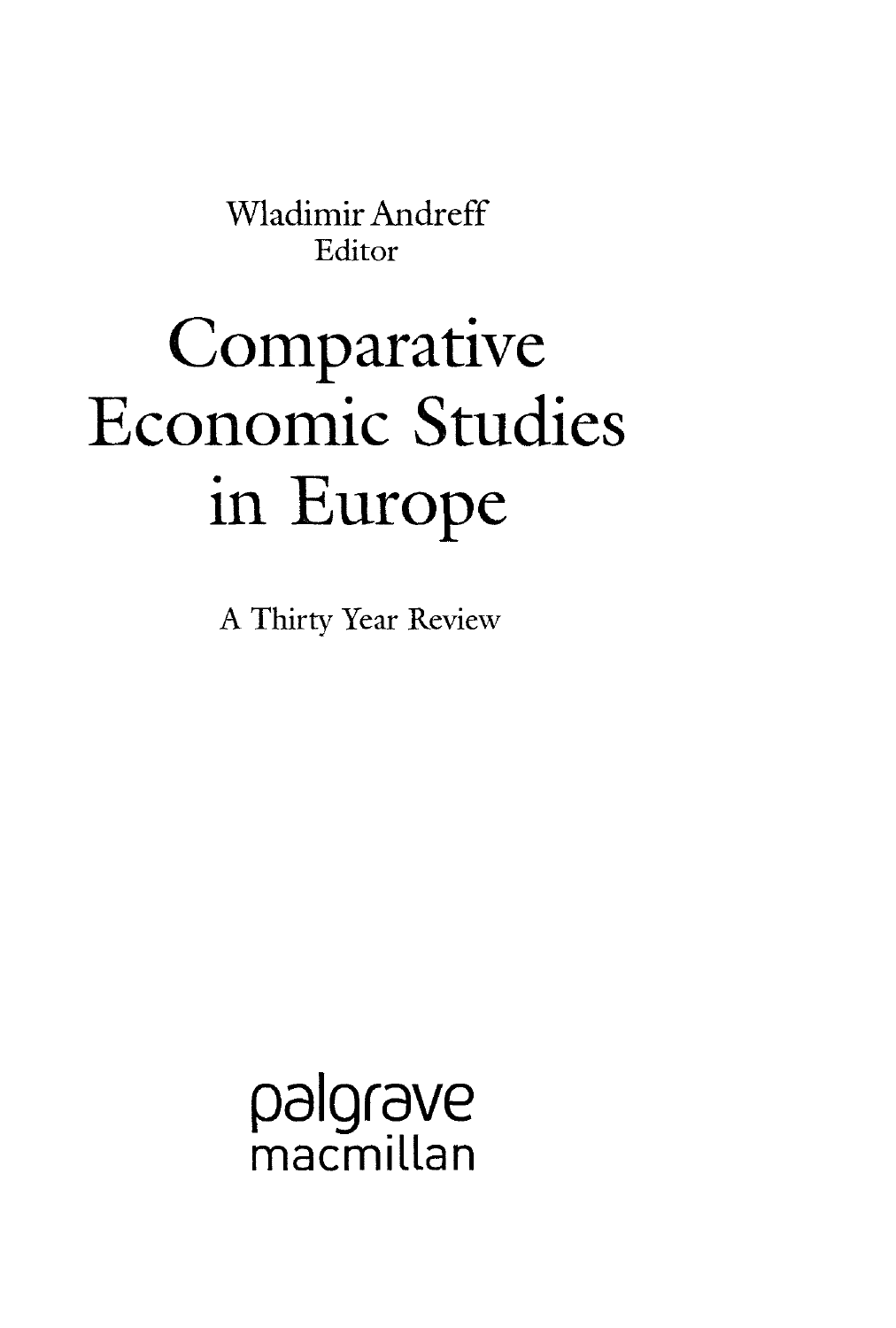Wladimir Andreff
Editor

# Comparative Economic Studies in Europe

A Thirty Year Review

palgrave
macmillan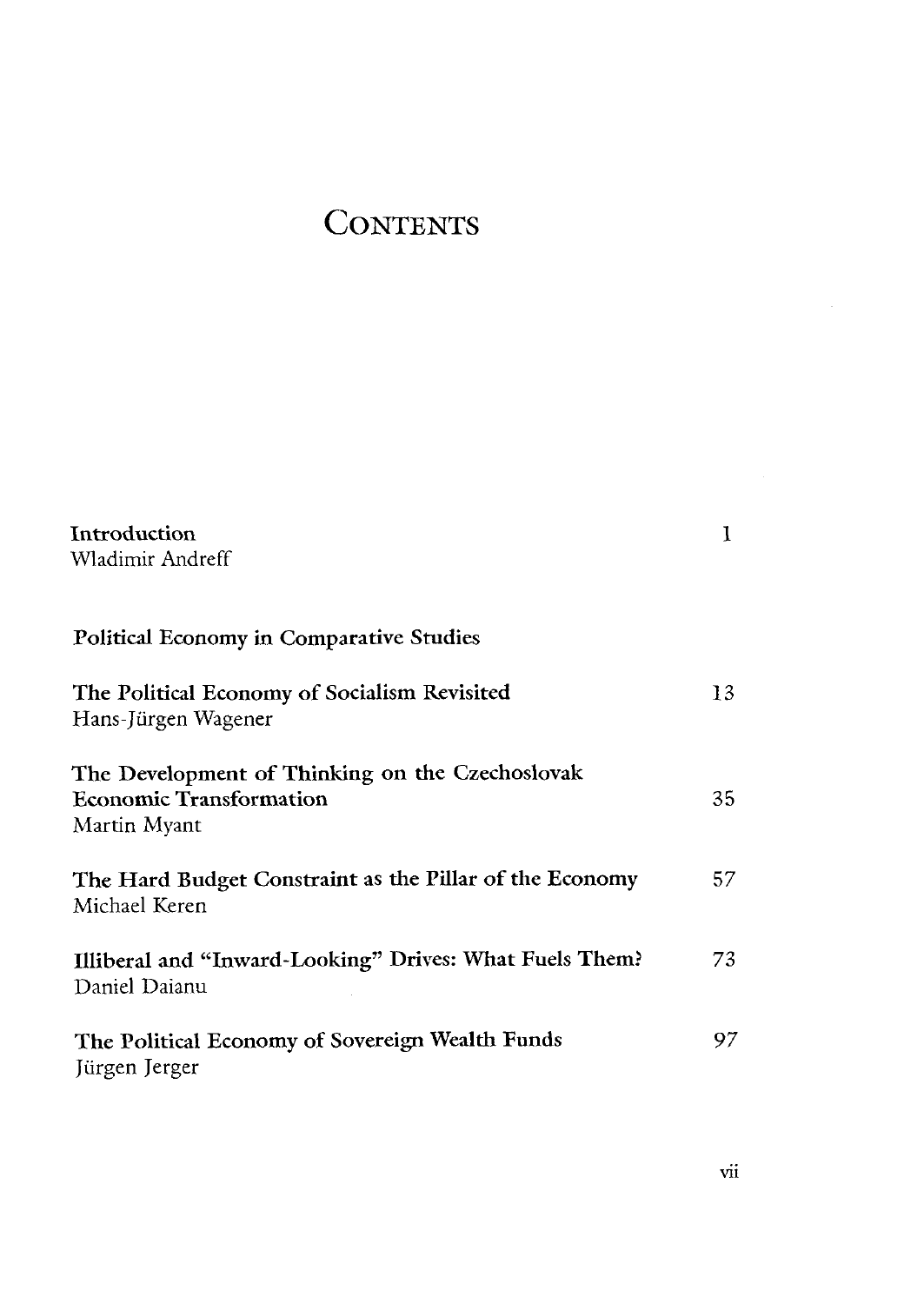# Contents

**Introduction** 1
Wladimir Andreff

**Political Economy in Comparative Studies**

**The Political Economy of Socialism Revisited** 13
Hans-Jürgen Wagener

**The Development of Thinking on the Czechoslovak Economic Transformation** 35
Martin Myant

**The Hard Budget Constraint as the Pillar of the Economy** 57
Michael Keren

**Illiberal and "Inward-Looking" Drives: What Fuels Them?** 73
Daniel Daianu

**The Political Economy of Sovereign Wealth Funds** 97
Jürgen Jerger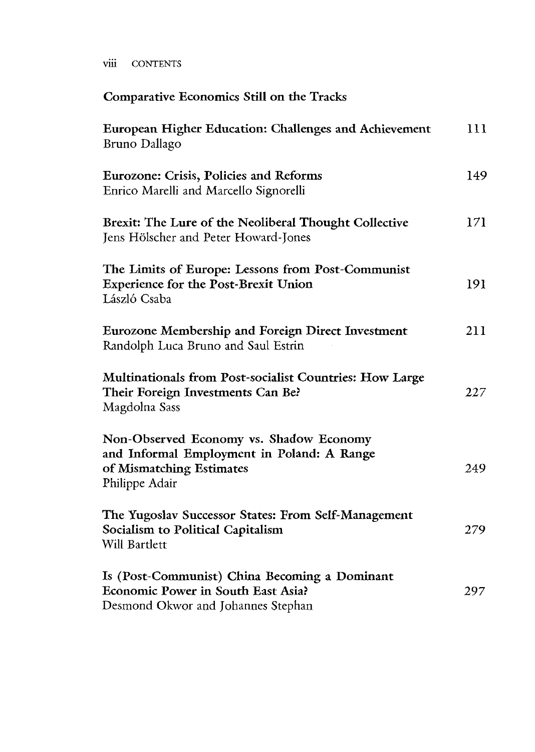## Comparative Economics Still on the Tracks

**European Higher Education: Challenges and Achievement** 111
Bruno Dallago

**Eurozone: Crisis, Policies and Reforms** 149
Enrico Marelli and Marcello Signorelli

**Brexit: The Lure of the Neoliberal Thought Collective** 171
Jens Hölscher and Peter Howard-Jones

**The Limits of Europe: Lessons from Post-Communist Experience for the Post-Brexit Union** 191
László Csaba

**Eurozone Membership and Foreign Direct Investment** 211
Randolph Luca Bruno and Saul Estrin

**Multinationals from Post-socialist Countries: How Large Their Foreign Investments Can Be?** 227
Magdolna Sass

**Non-Observed Economy vs. Shadow Economy and Informal Employment in Poland: A Range of Mismatching Estimates** 249
Philippe Adair

**The Yugoslav Successor States: From Self-Management Socialism to Political Capitalism** 279
Will Bartlett

**Is (Post-Communist) China Becoming a Dominant Economic Power in South East Asia?** 297
Desmond Okwor and Johannes Stephan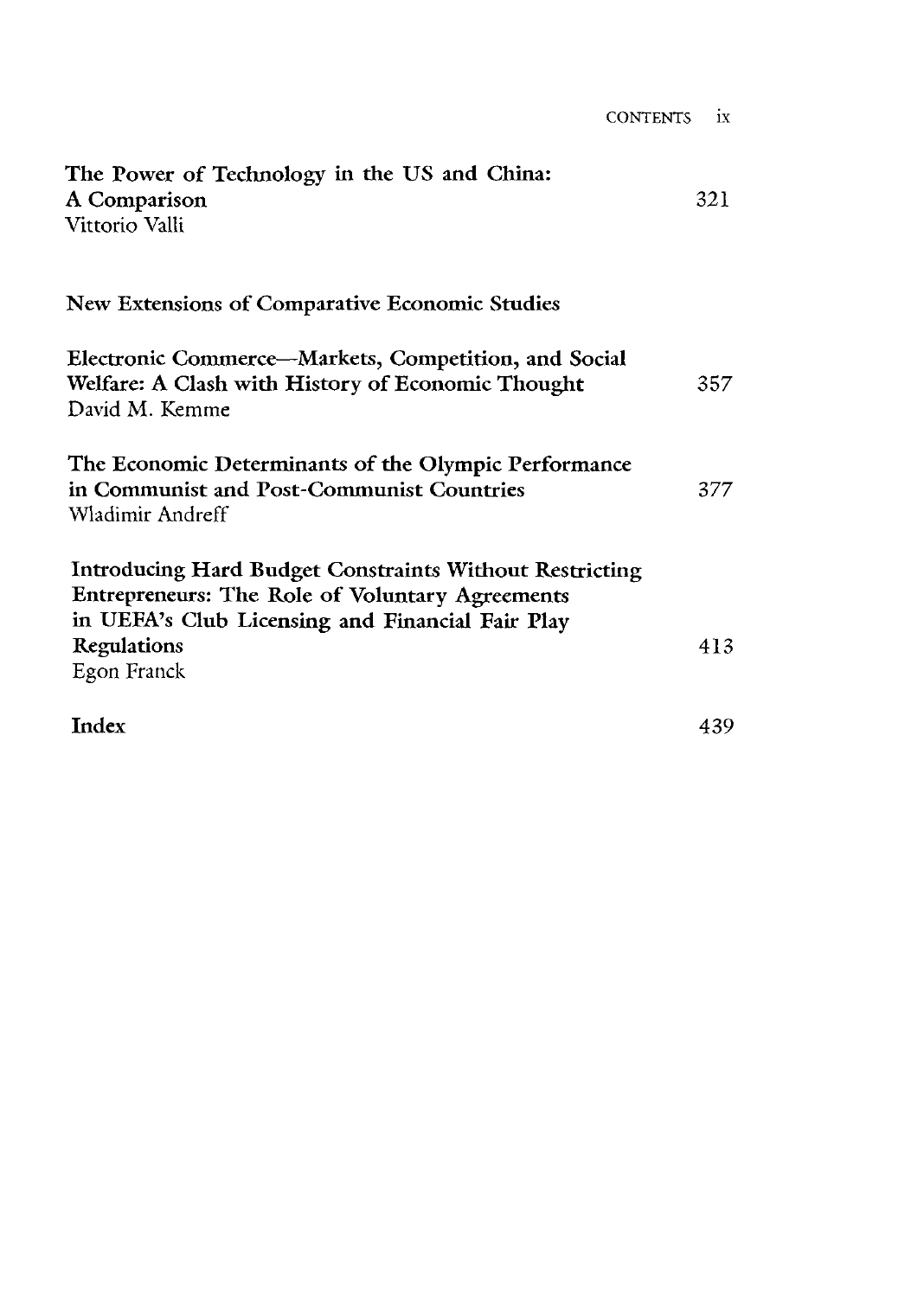The Power of Technology in the US and China: A Comparison — 321
Vittorio Valli

## New Extensions of Comparative Economic Studies

Electronic Commerce—Markets, Competition, and Social Welfare: A Clash with History of Economic Thought — 357
David M. Kemme

The Economic Determinants of the Olympic Performance in Communist and Post-Communist Countries — 377
Wladimir Andreff

Introducing Hard Budget Constraints Without Restricting Entrepreneurs: The Role of Voluntary Agreements in UEFA's Club Licensing and Financial Fair Play Regulations — 413
Egon Franck

Index — 439